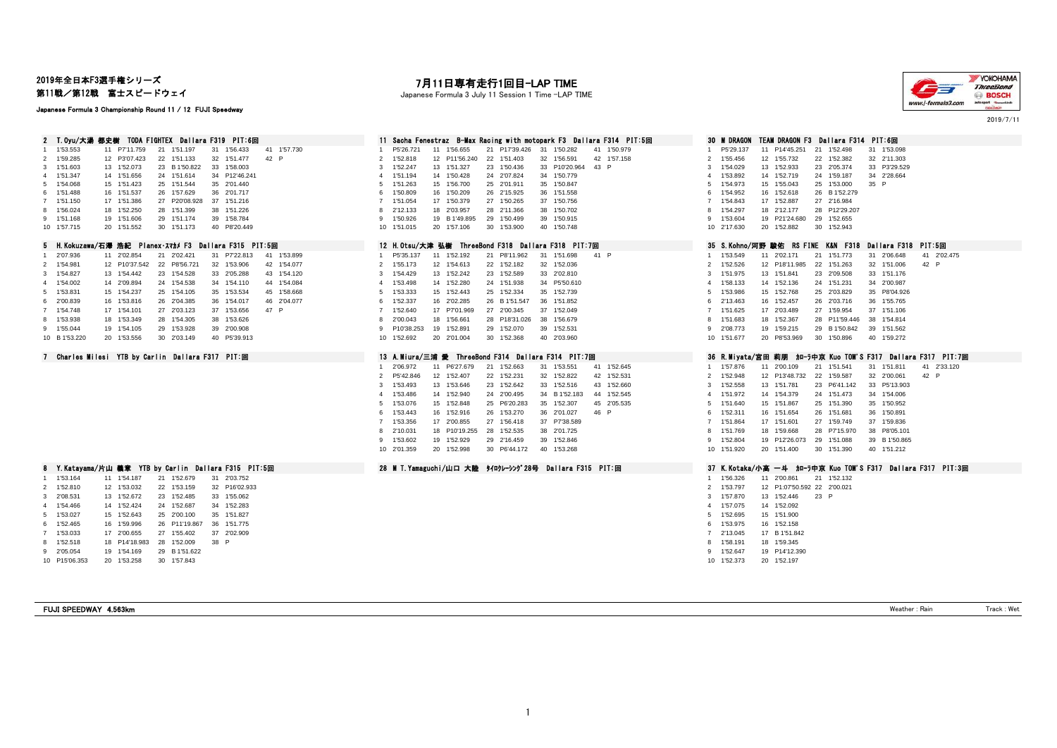2019年全日本F3選手権シリーズ
第11戦／第12戦　富士スピードウェイ

Japanese Formula 3 Championship Round 11 / 12 FUJI Speedway

# 7月11日専有走行1回目-LAP TIME

Japanese Formula 3 July 11 Session 1 Time -LAP TIME

2019/7/11

## 2 T.Oyu/大湯 都史樹　TODA FIGHTEX　Dallara F319　PIT:6回

| Lap | Time | Lap | Time | Lap | Time | Lap | Time | Lap | Time |
|---|---|---|---|---|---|---|---|---|---|
| 1 | 1'53.553 | 11 | P7'11.759 | 21 | 1'51.197 | 31 | 1'56.433 | 41 | 1'57.730 |
| 2 | 1'59.285 | 12 | P3'07.423 | 22 | 1'51.133 | 32 | 1'51.477 | 42 | P |
| 3 | 1'51.603 | 13 | 1'52.073 | 23 | B 1'50.822 | 33 | 1'58.003 | | |
| 4 | 1'51.347 | 14 | 1'51.656 | 24 | 1'51.614 | 34 | P12'46.241 | | |
| 5 | 1'54.068 | 15 | 1'51.423 | 25 | 1'51.544 | 35 | 2'01.440 | | |
| 6 | 1'51.488 | 16 | 1'51.537 | 26 | 1'57.629 | 36 | 2'01.717 | | |
| 7 | 1'51.150 | 17 | 1'51.386 | 27 | P20'08.928 | 37 | 1'51.216 | | |
| 8 | 1'56.024 | 18 | 1'52.250 | 28 | 1'51.399 | 38 | 1'51.226 | | |
| 9 | 1'51.168 | 19 | 1'51.606 | 29 | 1'51.174 | 39 | 1'58.784 | | |
| 10 | 1'57.715 | 20 | 1'51.552 | 30 | 1'51.173 | 40 | P8'20.449 | | |

## 5 H.Kokuzawa/石澤 浩紀　Planex・スマカメ F3　Dallara F315　PIT:5回

| Lap | Time | Lap | Time | Lap | Time | Lap | Time | Lap | Time |
|---|---|---|---|---|---|---|---|---|---|
| 1 | 2'07.936 | 11 | 2'02.854 | 21 | 2'02.421 | 31 | P7'22.813 | 41 | 1'53.899 |
| 2 | 1'54.981 | 12 | P10'37.542 | 22 | P8'56.721 | 32 | 1'53.906 | 42 | 1'54.077 |
| 3 | 1'54.827 | 13 | 1'54.442 | 23 | 1'54.528 | 33 | 2'05.288 | 43 | 1'54.120 |
| 4 | 1'54.002 | 14 | 2'09.894 | 24 | 1'54.538 | 34 | 1'54.110 | 44 | 1'54.084 |
| 5 | 1'53.831 | 15 | 1'54.237 | 25 | 1'54.105 | 35 | 1'53.534 | 45 | 1'58.668 |
| 6 | 2'00.839 | 16 | 1'53.816 | 26 | 2'04.385 | 36 | 1'54.017 | 46 | 2'04.077 |
| 7 | 1'54.748 | 17 | 1'54.101 | 27 | 2'03.123 | 37 | 1'53.656 | 47 | P |
| 8 | 1'53.938 | 18 | 1'53.349 | 28 | 1'54.305 | 38 | 1'53.626 | | |
| 9 | 1'55.044 | 19 | 1'54.105 | 29 | 1'53.928 | 39 | 2'00.908 | | |
| 10 | B 1'53.220 | 20 | 1'53.556 | 30 | 2'03.149 | 40 | P5'39.913 | | |

## 7 Charles Milesi　YTB by Carlin　Dallara F317　PIT:回

## 8 Y.Katayama/片山 義章　YTB by Carlin　Dallara F315　PIT:5回

| Lap | Time | Lap | Time | Lap | Time | Lap | Time |
|---|---|---|---|---|---|---|---|
| 1 | 1'53.164 | 11 | 1'54.187 | 21 | 1'52.679 | 31 | 2'03.752 |
| 2 | 1'52.810 | 12 | 1'53.032 | 22 | 1'53.159 | 32 | P16'02.933 |
| 3 | 2'08.531 | 13 | 1'52.672 | 23 | 1'52.485 | 33 | 1'55.062 |
| 4 | 1'54.466 | 14 | 1'52.424 | 24 | 1'52.687 | 34 | 1'52.283 |
| 5 | 1'53.027 | 15 | 1'52.643 | 25 | 2'00.100 | 35 | 1'51.827 |
| 6 | 1'52.465 | 16 | 1'59.996 | 26 | P11'19.867 | 36 | 1'51.775 |
| 7 | 1'53.033 | 17 | 2'00.655 | 27 | 1'55.402 | 37 | 2'02.909 |
| 8 | 1'52.518 | 18 | P14'18.983 | 28 | 1'52.009 | 38 | P |
| 9 | 2'05.054 | 19 | 1'54.169 | 29 | B 1'51.622 | | |
| 10 | P15'06.353 | 20 | 1'53.258 | 30 | 1'57.843 | | |

## 11 Sacha Fenestraz　B-Max Racing with motopark F3　Dallara F314　PIT:5回

| Lap | Time | Lap | Time | Lap | Time | Lap | Time | Lap | Time |
|---|---|---|---|---|---|---|---|---|---|
| 1 | P5'26.721 | 11 | 1'56.655 | 21 | P17'39.426 | 31 | 1'50.282 | 41 | 1'50.979 |
| 2 | 1'52.818 | 12 | P11'56.240 | 22 | 1'51.403 | 32 | 1'56.591 | 42 | 1'57.158 |
| 3 | 1'52.247 | 13 | 1'51.327 | 23 | 1'50.436 | 33 | P10'20.964 | 43 | P |
| 4 | 1'51.194 | 14 | 1'50.428 | 24 | 2'07.824 | 34 | 1'50.779 | | |
| 5 | 1'51.263 | 15 | 1'56.700 | 25 | 2'01.911 | 35 | 1'50.847 | | |
| 6 | 1'50.809 | 16 | 1'50.209 | 26 | 2'15.925 | 36 | 1'51.558 | | |
| 7 | 1'51.054 | 17 | 1'50.379 | 27 | 1'50.265 | 37 | 1'50.756 | | |
| 8 | 2'12.133 | 18 | 2'03.957 | 28 | 2'11.366 | 38 | 1'50.702 | | |
| 9 | 1'50.926 | 19 | B 1'49.895 | 29 | 1'50.499 | 39 | 1'50.915 | | |
| 10 | 1'51.015 | 20 | 1'57.106 | 30 | 1'53.900 | 40 | 1'50.748 | | |

## 12 H.Otsu/大津 弘樹　ThreeBond F318　Dallara F318　PIT:7回

| Lap | Time | Lap | Time | Lap | Time | Lap | Time | Lap | Time |
|---|---|---|---|---|---|---|---|---|---|
| 1 | P5'35.137 | 11 | 1'52.192 | 21 | P8'11.962 | 31 | 1'51.698 | 41 | P |
| 2 | 1'55.173 | 12 | 1'54.613 | 22 | 1'52.182 | 32 | 1'52.036 | | |
| 3 | 1'54.429 | 13 | 1'52.242 | 23 | 1'52.589 | 33 | 2'02.810 | | |
| 4 | 1'53.498 | 14 | 1'52.280 | 24 | 1'51.938 | 34 | P5'50.610 | | |
| 5 | 1'53.333 | 15 | 1'52.443 | 25 | 1'52.334 | 35 | 1'52.739 | | |
| 6 | 1'52.337 | 16 | 2'02.285 | 26 | B 1'51.547 | 36 | 1'51.852 | | |
| 7 | 1'52.640 | 17 | P7'01.969 | 27 | 2'00.345 | 37 | 1'52.049 | | |
| 8 | 2'00.043 | 18 | 1'56.661 | 28 | P18'31.026 | 38 | 1'56.679 | | |
| 9 | P10'38.253 | 19 | 1'52.891 | 29 | 1'52.070 | 39 | 1'52.531 | | |
| 10 | 1'52.692 | 20 | 2'01.004 | 30 | 1'52.368 | 40 | 2'03.960 | | |

## 13 A.Miura/三浦 愛　ThreeBond F314　Dallara F314　PIT:7回

| Lap | Time | Lap | Time | Lap | Time | Lap | Time | Lap | Time |
|---|---|---|---|---|---|---|---|---|---|
| 1 | 2'06.972 | 11 | P6'27.679 | 21 | 1'52.663 | 31 | 1'53.551 | 41 | 1'52.645 |
| 2 | P5'42.846 | 12 | 1'52.407 | 22 | 1'52.231 | 32 | 1'52.822 | 42 | 1'52.531 |
| 3 | 1'53.493 | 13 | 1'53.646 | 23 | 1'52.642 | 33 | 1'52.516 | 43 | 1'52.660 |
| 4 | 1'53.486 | 14 | 1'52.940 | 24 | 2'00.495 | 34 | B 1'52.183 | 44 | 1'52.545 |
| 5 | 1'53.076 | 15 | 1'52.848 | 25 | P6'20.283 | 35 | 1'52.307 | 45 | 2'05.535 |
| 6 | 1'53.443 | 16 | 1'52.916 | 26 | 1'53.270 | 36 | 2'01.027 | 46 | P |
| 7 | 1'53.356 | 17 | 2'00.855 | 27 | 1'56.418 | 37 | P7'38.589 | | |
| 8 | 2'10.031 | 18 | P10'19.255 | 28 | 1'52.535 | 38 | 2'01.725 | | |
| 9 | 1'53.602 | 19 | 1'52.929 | 29 | 2'16.459 | 39 | 1'52.846 | | |
| 10 | 2'01.359 | 20 | 1'52.998 | 30 | P6'44.172 | 40 | 1'53.268 | | |

## 28 M T.Yamaguchi/山口 大陸　ﾀｲﾛｸﾚｰｼﾝｸﾞ28号　Dallara F315　PIT:回

## 30 M DRAGON　TEAM DRAGON F3　Dallara F314　PIT:6回

| Lap | Time | Lap | Time | Lap | Time | Lap | Time |
|---|---|---|---|---|---|---|---|
| 1 | P5'29.137 | 11 | P14'45.251 | 21 | 1'52.498 | 31 | 1'53.098 |
| 2 | 1'55.456 | 12 | 1'55.732 | 22 | 1'52.382 | 32 | 2'11.303 |
| 3 | 1'54.029 | 13 | 1'52.933 | 23 | 2'05.374 | 33 | P3'29.529 |
| 4 | 1'53.892 | 14 | 1'52.719 | 24 | 1'59.187 | 34 | 2'28.664 |
| 5 | 1'54.973 | 15 | 1'55.043 | 25 | 1'53.000 | 35 | P |
| 6 | 1'54.952 | 16 | 1'52.618 | 26 | B 1'52.279 | | |
| 7 | 1'54.843 | 17 | 1'52.887 | 27 | 2'16.984 | | |
| 8 | 1'54.297 | 18 | 2'12.177 | 28 | P12'29.207 | | |
| 9 | 1'53.604 | 19 | P21'24.680 | 29 | 1'52.655 | | |
| 10 | 2'17.630 | 20 | 1'52.882 | 30 | 1'52.943 | | |

## 35 S.Kohno/河野 駿佑　RS FINE　K&N　F318　Dallara F318　PIT:5回

| Lap | Time | Lap | Time | Lap | Time | Lap | Time | Lap | Time |
|---|---|---|---|---|---|---|---|---|---|
| 1 | 1'53.549 | 11 | 2'02.171 | 21 | 1'51.773 | 31 | 2'06.648 | 41 | 2'02.475 |
| 2 | 1'52.526 | 12 | P18'11.985 | 22 | 1'51.263 | 32 | 1'51.006 | 42 | P |
| 3 | 1'51.975 | 13 | 1'51.841 | 23 | 2'09.508 | 33 | 1'51.176 | | |
| 4 | 1'58.133 | 14 | 1'52.136 | 24 | 1'51.231 | 34 | 2'00.987 | | |
| 5 | 1'53.986 | 15 | 1'52.768 | 25 | 2'03.829 | 35 | P8'04.926 | | |
| 6 | 2'13.463 | 16 | 1'52.457 | 26 | 2'03.716 | 36 | 1'55.765 | | |
| 7 | 1'51.625 | 17 | 2'03.489 | 27 | 1'59.954 | 37 | 1'51.106 | | |
| 8 | 1'51.683 | 18 | 1'52.367 | 28 | P11'59.446 | 38 | 1'54.814 | | |
| 9 | 2'08.773 | 19 | 1'59.215 | 29 | B 1'50.842 | 39 | 1'51.562 | | |
| 10 | 1'51.677 | 20 | P8'53.969 | 30 | 1'50.896 | 40 | 1'59.272 | | |

## 36 R.Miyata/宮田 莉朋　ｶﾛｰﾗ中京 Kuo TOM'S F317　Dallara F317　PIT:7回

| Lap | Time | Lap | Time | Lap | Time | Lap | Time | Lap | Time |
|---|---|---|---|---|---|---|---|---|---|
| 1 | 1'57.876 | 11 | 2'00.109 | 21 | 1'51.541 | 31 | 1'51.811 | 41 | 2'33.120 |
| 2 | 1'52.948 | 12 | P13'48.732 | 22 | 1'59.587 | 32 | 2'00.061 | 42 | P |
| 3 | 1'52.558 | 13 | 1'51.781 | 23 | P6'41.142 | 33 | P5'13.903 | | |
| 4 | 1'51.972 | 14 | 1'54.379 | 24 | 1'51.473 | 34 | 1'54.006 | | |
| 5 | 1'51.640 | 15 | 1'51.867 | 25 | 1'51.390 | 35 | 1'50.952 | | |
| 6 | 1'52.311 | 16 | 1'51.654 | 26 | 1'51.681 | 36 | 1'50.891 | | |
| 7 | 1'51.864 | 17 | 1'51.601 | 27 | 1'59.749 | 37 | 1'59.836 | | |
| 8 | 1'51.769 | 18 | 1'59.668 | 28 | P7'15.970 | 38 | P8'05.101 | | |
| 9 | 1'52.804 | 19 | P12'26.073 | 29 | 1'51.088 | 39 | B 1'50.865 | | |
| 10 | 1'51.920 | 20 | 1'51.400 | 30 | 1'51.390 | 40 | 1'51.212 | | |

## 37 K.Kotaka/小高 一斗　ｶﾛｰﾗ中京 Kuo TOM'S F317　Dallara F317　PIT:3回

| Lap | Time | Lap | Time | Lap | Time |
|---|---|---|---|---|---|
| 1 | 1'56.326 | 11 | 2'00.861 | 21 | 1'52.132 |
| 2 | 1'53.797 | 12 | P1:07'50.592 | 22 | 2'00.021 |
| 3 | 1'57.870 | 13 | 1'52.446 | 23 | P |
| 4 | 1'57.075 | 14 | 1'52.092 | | |
| 5 | 1'52.695 | 15 | 1'51.900 | | |
| 6 | 1'53.975 | 16 | 1'52.158 | | |
| 7 | 2'13.045 | 17 | B 1'51.842 | | |
| 8 | 1'58.191 | 18 | 1'59.345 | | |
| 9 | 1'52.647 | 19 | P14'12.390 | | |
| 10 | 1'52.373 | 20 | 1'52.197 | | |

FUJI SPEEDWAY 4.563km　　Weather : Rain　　Track : Wet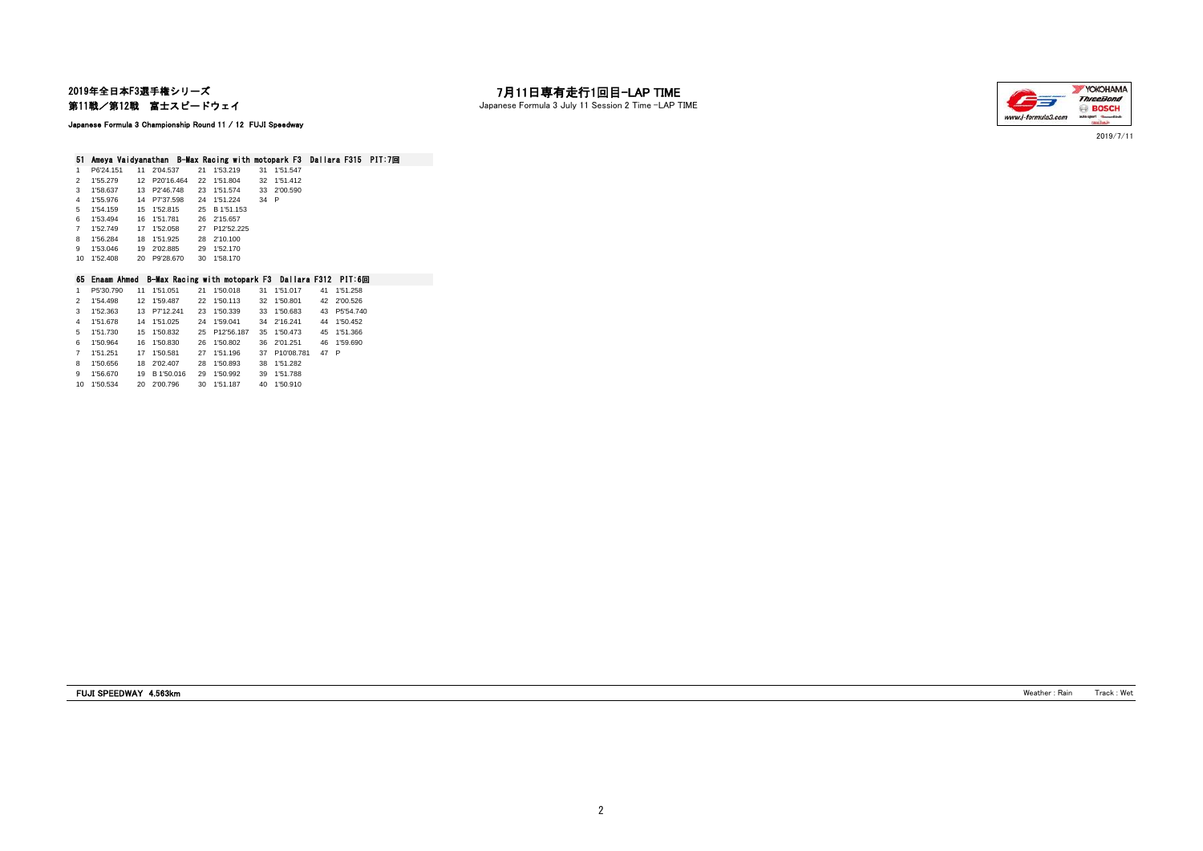2019年全日本F3選手権シリーズ
第11戦／第12戦　富士スピードウェイ

Japanese Formula 3 Championship Round 11 / 12 FUJI Speedway

# 7月11日専有走行1回目-LAP TIME

Japanese Formula 3 July 11 Session 2 Time -LAP TIME

2019/7/11

## 51 Ameya Vaidyanathan B-Max Racing with motopark F3 Dallara F315 PIT:7回

| | | | | | | | |
|---|---|---|---|---|---|---|---|
| 1 | P6'24.151 | 11 | 2'04.537 | 21 | 1'53.219 | 31 | 1'51.547 |
| 2 | 1'55.279 | 12 | P20'16.464 | 22 | 1'51.804 | 32 | 1'51.412 |
| 3 | 1'58.637 | 13 | P2'46.748 | 23 | 1'51.574 | 33 | 2'00.590 |
| 4 | 1'55.976 | 14 | P7'37.598 | 24 | 1'51.224 | 34 | P |
| 5 | 1'54.159 | 15 | 1'52.815 | 25 | B 1'51.153 | | |
| 6 | 1'53.494 | 16 | 1'51.781 | 26 | 2'15.657 | | |
| 7 | 1'52.749 | 17 | 1'52.058 | 27 | P12'52.225 | | |
| 8 | 1'56.284 | 18 | 1'51.925 | 28 | 2'10.100 | | |
| 9 | 1'53.046 | 19 | 2'02.885 | 29 | 1'52.170 | | |
| 10 | 1'52.408 | 20 | P9'28.670 | 30 | 1'58.170 | | |

## 65 Enaam Ahmed B-Max Racing with motopark F3 Dallara F312 PIT:6回

| | | | | | | | | | |
|---|---|---|---|---|---|---|---|---|---|
| 1 | P5'30.790 | 11 | 1'51.051 | 21 | 1'50.018 | 31 | 1'51.017 | 41 | 1'51.258 |
| 2 | 1'54.498 | 12 | 1'59.487 | 22 | 1'50.113 | 32 | 1'50.801 | 42 | 2'00.526 |
| 3 | 1'52.363 | 13 | P7'12.241 | 23 | 1'50.339 | 33 | 1'50.683 | 43 | P5'54.740 |
| 4 | 1'51.678 | 14 | 1'51.025 | 24 | 1'59.041 | 34 | 2'16.241 | 44 | 1'50.452 |
| 5 | 1'51.730 | 15 | 1'50.832 | 25 | P12'56.187 | 35 | 1'50.473 | 45 | 1'51.366 |
| 6 | 1'50.964 | 16 | 1'50.830 | 26 | 1'50.802 | 36 | 2'01.251 | 46 | 1'59.690 |
| 7 | 1'51.251 | 17 | 1'50.581 | 27 | 1'51.196 | 37 | P10'08.781 | 47 | P |
| 8 | 1'50.656 | 18 | 2'02.407 | 28 | 1'50.893 | 38 | 1'51.282 | | |
| 9 | 1'56.670 | 19 | B 1'50.016 | 29 | 1'50.992 | 39 | 1'51.788 | | |
| 10 | 1'50.534 | 20 | 2'00.796 | 30 | 1'51.187 | 40 | 1'50.910 | | |

FUJI SPEEDWAY 4.563km

Weather : Rain　　Track : Wet